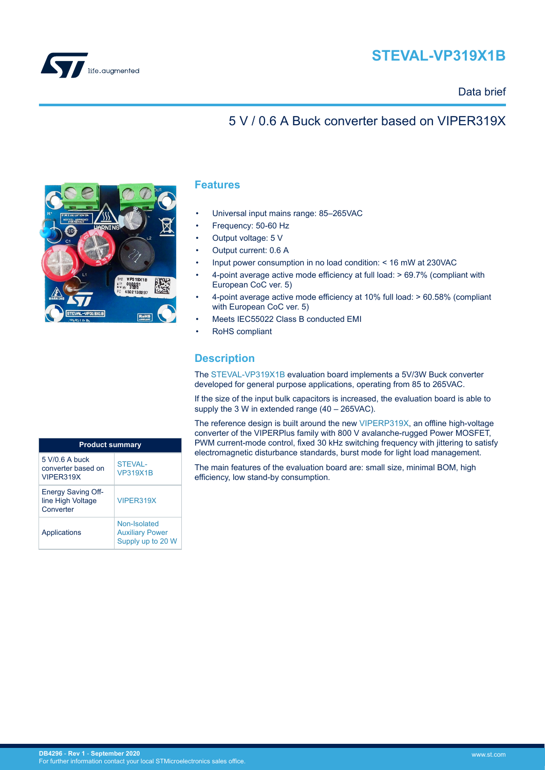# STEVAL-VP319X1B

Data brief

## 5 V / 0.6 A Buck converter based on VIPER319X

## Features

- Universal input mains range: 85–265VAC
- Frequency: 50-60 Hz
- Output voltage: 5 V
- Output current: 0.6 A
- Input power consumption in no load condition: < 16 mW at 230VAC
- 4-point average active mode efficiency at full load: > 69.7% (compliant with European CoC ver. 5)
- 4-point average active mode efficiency at 10% full load: > 60.58% (compliant with European CoC ver. 5)
- Meets IEC55022 Class B conducted EMI
- RoHS compliant

## Description

The STEVAL-VP319X1B evaluation board implements a 5V/3W Buck converter developed for general purpose applications, operating from 85 to 265VAC.

If the size of the input bulk capacitors is increased, the evaluation board is able to supply the 3 W in extended range (40 – 265VAC).

The reference design is built around the new VIPERP319X, an offline high-voltage converter of the VIPERPlus family with 800 V avalanche-rugged Power MOSFET, PWM current-mode control, fixed 30 kHz switching frequency with jittering to satisfy electromagnetic disturbance standards, burst mode for light load management.

The main features of the evaluation board are: small size, minimal BOM, high efficiency, low stand-by consumption.

| Product summary | |
|---|---|
| 5 V/0.6 A buck converter based on VIPER319X | STEVAL-VP319X1B |
| Energy Saving Off-line High Voltage Converter | VIPER319X |
| Applications | Non-Isolated Auxiliary Power Supply up to 20 W |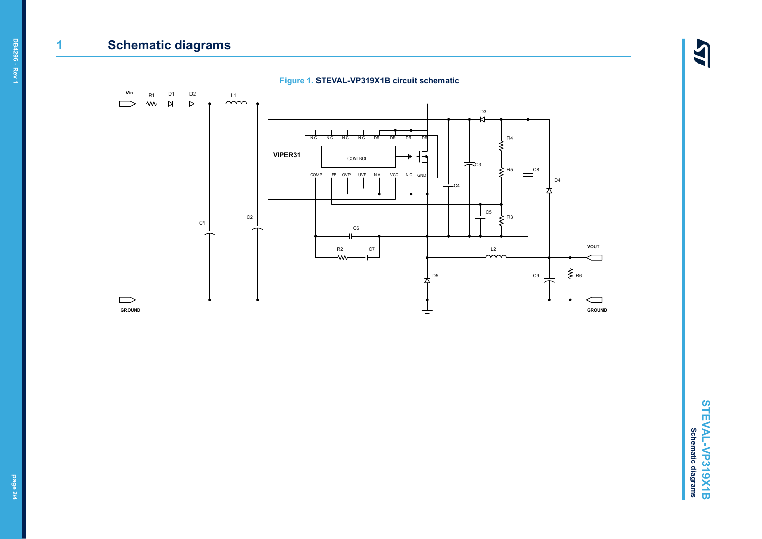# 1 Schematic diagrams

**Figure 1. STEVAL-VP319X1B circuit schematic**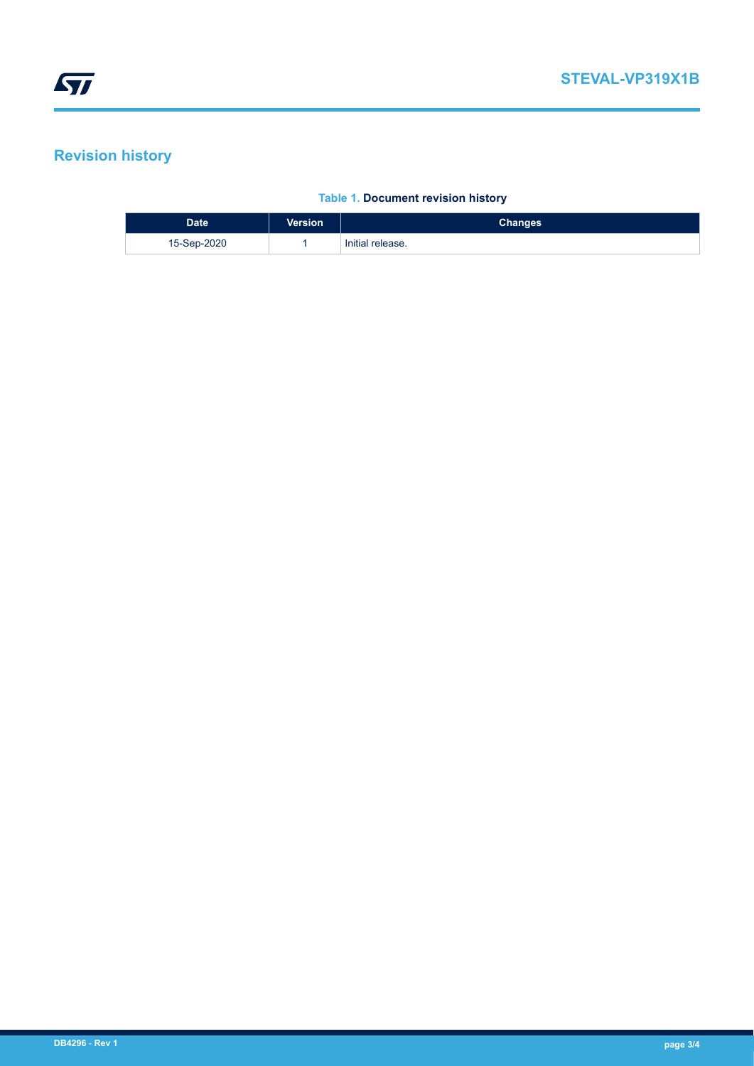## Revision history

**Table 1. Document revision history**

| Date | Version | Changes |
|---|---|---|
| 15-Sep-2020 | 1 | Initial release. |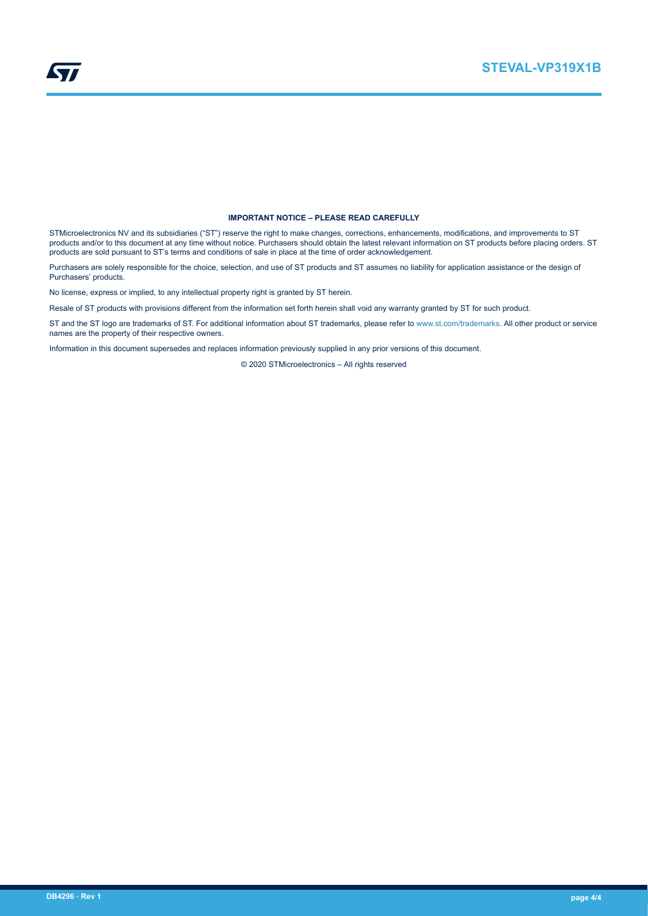**IMPORTANT NOTICE – PLEASE READ CAREFULLY**

STMicroelectronics NV and its subsidiaries ("ST") reserve the right to make changes, corrections, enhancements, modifications, and improvements to ST products and/or to this document at any time without notice. Purchasers should obtain the latest relevant information on ST products before placing orders. ST products are sold pursuant to ST's terms and conditions of sale in place at the time of order acknowledgement.

Purchasers are solely responsible for the choice, selection, and use of ST products and ST assumes no liability for application assistance or the design of Purchasers' products.

No license, express or implied, to any intellectual property right is granted by ST herein.

Resale of ST products with provisions different from the information set forth herein shall void any warranty granted by ST for such product.

ST and the ST logo are trademarks of ST. For additional information about ST trademarks, please refer to www.st.com/trademarks. All other product or service names are the property of their respective owners.

Information in this document supersedes and replaces information previously supplied in any prior versions of this document.

© 2020 STMicroelectronics – All rights reserved